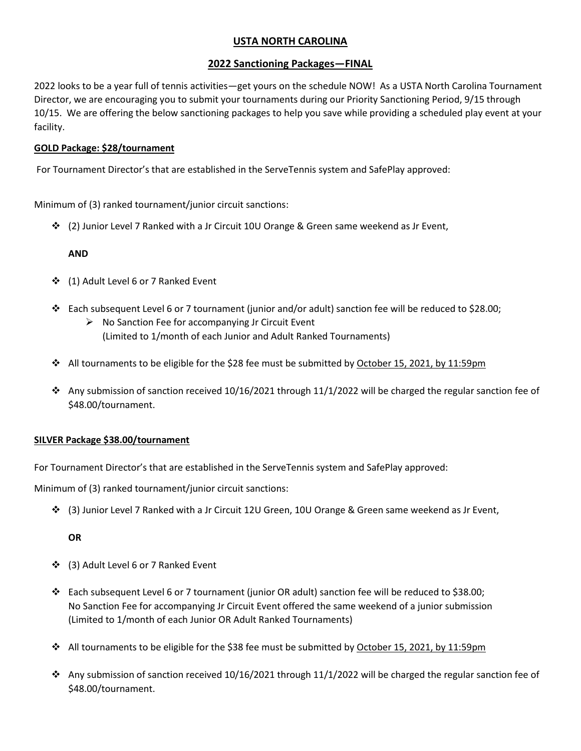# USTA NORTH CAROLINA

## 2022 Sanctioning Packages—FINAL

2022 looks to be a year full of tennis activities—get yours on the schedule NOW! As a USTA North Carolina Tournament Director, we are encouraging you to submit your tournaments during our Priority Sanctioning Period, 9/15 through 10/15. We are offering the below sanctioning packages to help you save while providing a scheduled play event at your facility.

### GOLD Package: $28/tournament

For Tournament Director's that are established in the ServeTennis system and SafePlay approved:

Minimum of (3) ranked tournament/junior circuit sanctions:

- (2) Junior Level 7 Ranked with a Jr Circuit 10U Orange & Green same weekend as Jr Event,

  **AND**

- (1) Adult Level 6 or 7 Ranked Event
- Each subsequent Level 6 or 7 tournament (junior and/or adult) sanction fee will be reduced to $28.00;
  - No Sanction Fee for accompanying Jr Circuit Event
    (Limited to 1/month of each Junior and Adult Ranked Tournaments)
- All tournaments to be eligible for the $28 fee must be submitted by October 15, 2021, by 11:59pm
- Any submission of sanction received 10/16/2021 through 11/1/2022 will be charged the regular sanction fee of $48.00/tournament.

### SILVER Package $38.00/tournament

For Tournament Director's that are established in the ServeTennis system and SafePlay approved:

Minimum of (3) ranked tournament/junior circuit sanctions:

- (3) Junior Level 7 Ranked with a Jr Circuit 12U Green, 10U Orange & Green same weekend as Jr Event,

  **OR**

- (3) Adult Level 6 or 7 Ranked Event
- Each subsequent Level 6 or 7 tournament (junior OR adult) sanction fee will be reduced to $38.00;
  No Sanction Fee for accompanying Jr Circuit Event offered the same weekend of a junior submission
  (Limited to 1/month of each Junior OR Adult Ranked Tournaments)
- All tournaments to be eligible for the $38 fee must be submitted by October 15, 2021, by 11:59pm
- Any submission of sanction received 10/16/2021 through 11/1/2022 will be charged the regular sanction fee of $48.00/tournament.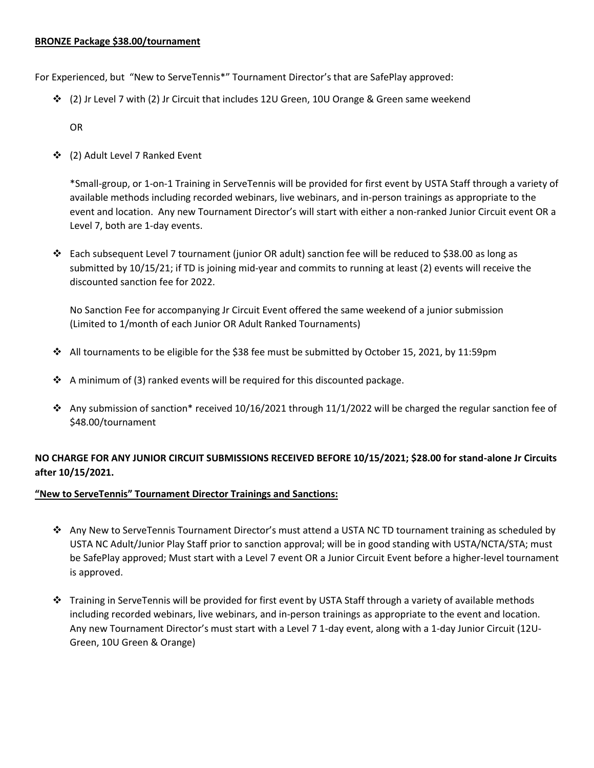**BRONZE Package $38.00/tournament**

For Experienced, but "New to ServeTennis*" Tournament Director's that are SafePlay approved:

- (2) Jr Level 7 with (2) Jr Circuit that includes 12U Green, 10U Orange & Green same weekend

  OR

- (2) Adult Level 7 Ranked Event

  *Small-group, or 1-on-1 Training in ServeTennis will be provided for first event by USTA Staff through a variety of available methods including recorded webinars, live webinars, and in-person trainings as appropriate to the event and location. Any new Tournament Director's will start with either a non-ranked Junior Circuit event OR a Level 7, both are 1-day events.

- Each subsequent Level 7 tournament (junior OR adult) sanction fee will be reduced to $38.00 as long as submitted by 10/15/21; if TD is joining mid-year and commits to running at least (2) events will receive the discounted sanction fee for 2022.

  No Sanction Fee for accompanying Jr Circuit Event offered the same weekend of a junior submission (Limited to 1/month of each Junior OR Adult Ranked Tournaments)

- All tournaments to be eligible for the $38 fee must be submitted by October 15, 2021, by 11:59pm

- A minimum of (3) ranked events will be required for this discounted package.

- Any submission of sanction* received 10/16/2021 through 11/1/2022 will be charged the regular sanction fee of $48.00/tournament

**NO CHARGE FOR ANY JUNIOR CIRCUIT SUBMISSIONS RECEIVED BEFORE 10/15/2021; $28.00 for stand-alone Jr Circuits after 10/15/2021.**

**"New to ServeTennis" Tournament Director Trainings and Sanctions:**

- Any New to ServeTennis Tournament Director's must attend a USTA NC TD tournament training as scheduled by USTA NC Adult/Junior Play Staff prior to sanction approval; will be in good standing with USTA/NCTA/STA; must be SafePlay approved; Must start with a Level 7 event OR a Junior Circuit Event before a higher-level tournament is approved.

- Training in ServeTennis will be provided for first event by USTA Staff through a variety of available methods including recorded webinars, live webinars, and in-person trainings as appropriate to the event and location. Any new Tournament Director's must start with a Level 7 1-day event, along with a 1-day Junior Circuit (12U-Green, 10U Green & Orange)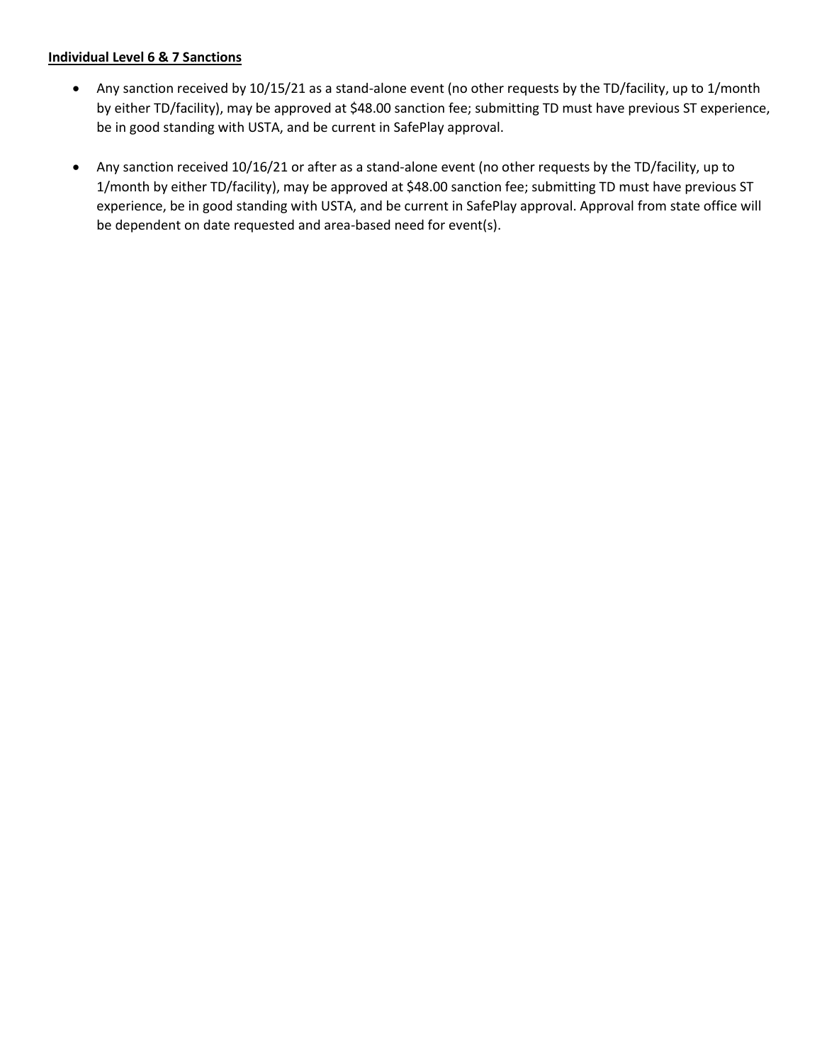**Individual Level 6 & 7 Sanctions**

- Any sanction received by 10/15/21 as a stand-alone event (no other requests by the TD/facility, up to 1/month by either TD/facility), may be approved at $48.00 sanction fee; submitting TD must have previous ST experience, be in good standing with USTA, and be current in SafePlay approval.

- Any sanction received 10/16/21 or after as a stand-alone event (no other requests by the TD/facility, up to 1/month by either TD/facility), may be approved at $48.00 sanction fee; submitting TD must have previous ST experience, be in good standing with USTA, and be current in SafePlay approval. Approval from state office will be dependent on date requested and area-based need for event(s).